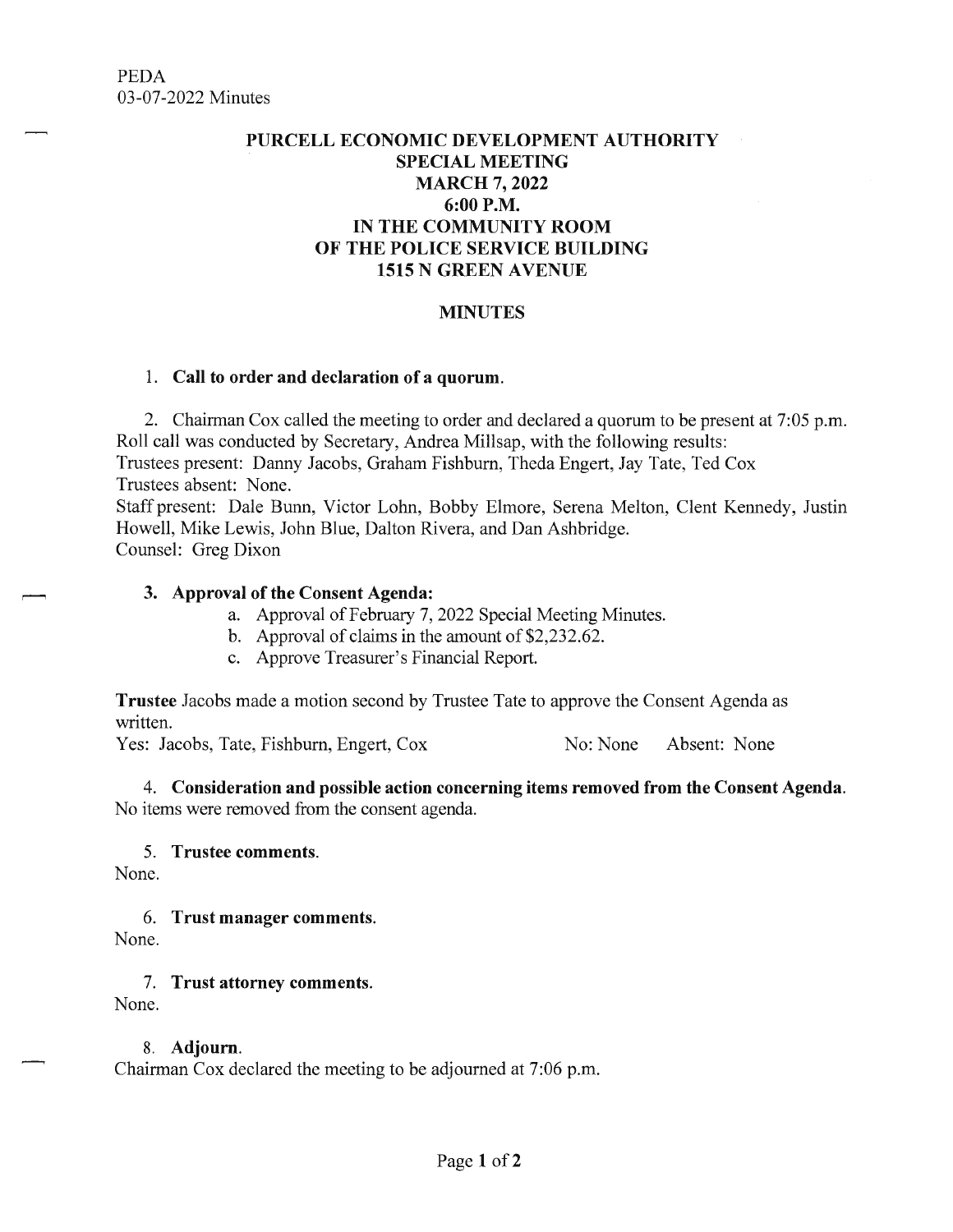PEDA
03-07-2022 Minutes

# PURCELL ECONOMIC DEVELOPMENT AUTHORITY
## SPECIAL MEETING
## MARCH 7, 2022
## 6:00 P.M.
## IN THE COMMUNITY ROOM
## OF THE POLICE SERVICE BUILDING
## 1515 N GREEN AVENUE

## MINUTES

1. **Call to order and declaration of a quorum.**

2. Chairman Cox called the meeting to order and declared a quorum to be present at 7:05 p.m. Roll call was conducted by Secretary, Andrea Millsap, with the following results:
Trustees present: Danny Jacobs, Graham Fishburn, Theda Engert, Jay Tate, Ted Cox
Trustees absent: None.
Staff present: Dale Bunn, Victor Lohn, Bobby Elmore, Serena Melton, Clent Kennedy, Justin Howell, Mike Lewis, John Blue, Dalton Rivera, and Dan Ashbridge.
Counsel: Greg Dixon

3. **Approval of the Consent Agenda:**
   a. Approval of February 7, 2022 Special Meeting Minutes.
   b. Approval of claims in the amount of $2,232.62.
   c. Approve Treasurer's Financial Report.

**Trustee** Jacobs made a motion second by Trustee Tate to approve the Consent Agenda as written.
Yes: Jacobs, Tate, Fishburn, Engert, Cox     No: None     Absent: None

4. **Consideration and possible action concerning items removed from the Consent Agenda.**
No items were removed from the consent agenda.

5. **Trustee comments.**
None.

6. **Trust manager comments.**
None.

7. **Trust attorney comments.**
None.

8. **Adjourn.**
Chairman Cox declared the meeting to be adjourned at 7:06 p.m.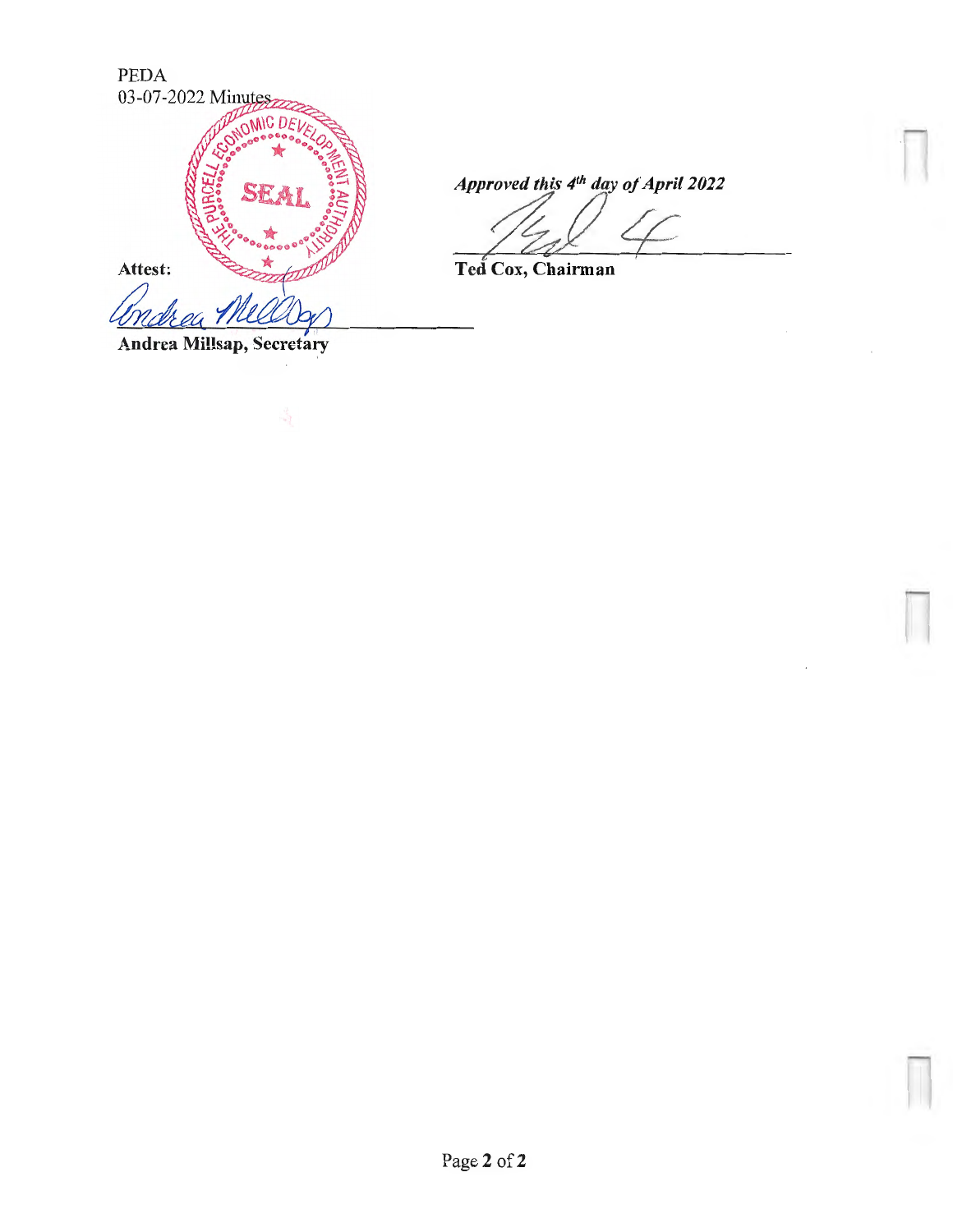PEDA
03-07-2022 Minutes

THE PURCELL ECONOMIC DEVELOPMENT AUTHORITY
SEAL

Attest:

**Andrea Millsap, Secretary**

***Approved this 4th day of April 2022***

**Ted Cox, Chairman**